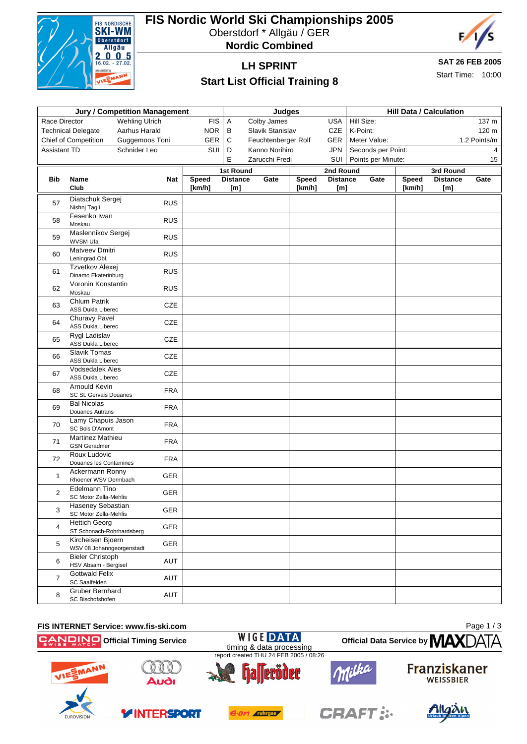# FIS Nordic World Ski Championships 2005

Oberstdorf * Allgäu / GER

**Nordic Combined**

## LH SPRINT

## Start List Official Training 8

**SAT 26 FEB 2005**

Start Time: 10:00

| Jury / Competition Management | | | Judges | | | Hill Data / Calculation | |
|---|---|---|---|---|---|---|---|
| Race Director | Wehling Ulrich | FIS | A | Colby James | USA | Hill Size: | 137 m |
| Technical Delegate | Aarhus Harald | NOR | B | Slavik Stanislav | CZE | K-Point: | 120 m |
| Chief of Competition | Guggemoos Toni | GER | C | Feuchtenberger Rolf | GER | Meter Value: | 1.2 Points/m |
| Assistant TD | Schnider Leo | SUI | D | Kanno Norihiro | JPN | Seconds per Point: | 4 |
| | | | E | Zarucchi Fredi | SUI | Points per Minute: | 15 |

| Bib | Name / Club | Nat | 1st Round Speed [km/h] | 1st Round Distance [m] | 1st Round Gate | 2nd Round Speed [km/h] | 2nd Round Distance [m] | 2nd Round Gate | 3rd Round Speed [km/h] | 3rd Round Distance [m] | 3rd Round Gate |
|---|---|---|---|---|---|---|---|---|---|---|---|
| 57 | Diatschuk Sergej<br>Nishnj Tagli | RUS | | | | | | | | | |
| 58 | Fesenko Iwan<br>Moskau | RUS | | | | | | | | | |
| 59 | Maslennikov Sergej<br>WVSM Ufa | RUS | | | | | | | | | |
| 60 | Matveev Dmitri<br>Leningrad.Obl. | RUS | | | | | | | | | |
| 61 | Tzvetkov Alexej<br>Dinamo Ekaterinburg | RUS | | | | | | | | | |
| 62 | Voronin Konstantin<br>Moskau | RUS | | | | | | | | | |
| 63 | Chlum Patrik<br>ASS Dukla Liberec | CZE | | | | | | | | | |
| 64 | Churavy Pavel<br>ASS Dukla Liberec | CZE | | | | | | | | | |
| 65 | Rygl Ladislav<br>ASS Dukla Liberec | CZE | | | | | | | | | |
| 66 | Slavik Tomas<br>ASS Dukla Liberec | CZE | | | | | | | | | |
| 67 | Vodsedalek Ales<br>ASS Dukla Liberec | CZE | | | | | | | | | |
| 68 | Arnould Kevin<br>SC St. Gervais Douanes | FRA | | | | | | | | | |
| 69 | Bal Nicolas<br>Douanes Autrans | FRA | | | | | | | | | |
| 70 | Lamy Chapuis Jason<br>SC Bois D'Amont | FRA | | | | | | | | | |
| 71 | Martinez Mathieu<br>GSN Geradmer | FRA | | | | | | | | | |
| 72 | Roux Ludovic<br>Douanes les Contamines | FRA | | | | | | | | | |
| 1 | Ackermann Ronny<br>Rhoener WSV Dermbach | GER | | | | | | | | | |
| 2 | Edelmann Tino<br>SC Motor Zella-Mehlis | GER | | | | | | | | | |
| 3 | Haseney Sebastian<br>SC Motor Zella-Mehlis | GER | | | | | | | | | |
| 4 | Hettich Georg<br>ST Schonach-Rohrhardsberg | GER | | | | | | | | | |
| 5 | Kircheisen Bjoern<br>WSV 08 Johanngeorgenstadt | GER | | | | | | | | | |
| 6 | Bieler Christoph<br>HSV Absam - Bergisel | AUT | | | | | | | | | |
| 7 | Gottwald Felix<br>SC Saalfelden | AUT | | | | | | | | | |
| 8 | Gruber Bernhard<br>SC Bischofshofen | AUT | | | | | | | | | |

FIS INTERNET Service: www.fis-ski.com

Official Timing Service — Official Data Service by MAXDATA

WIGE DATA timing & data processing

report created THU 24 FEB 2005 / 08:26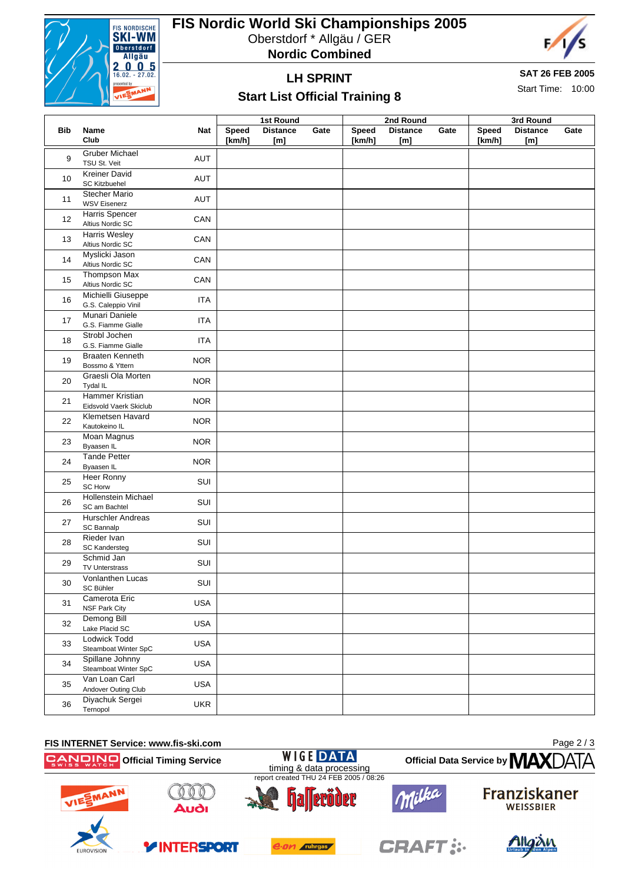# FIS Nordic World Ski Championships 2005

Oberstdorf * Allgäu / GER

**Nordic Combined**

## LH SPRINT

## Start List Official Training 8

**SAT 26 FEB 2005**

Start Time: 10:00

| Bib | Name<br>Club | Nat | 1st Round<br>Speed [km/h] | Distance [m] | Gate | 2nd Round<br>Speed [km/h] | Distance [m] | Gate | 3rd Round<br>Speed [km/h] | Distance [m] | Gate |
|---|---|---|---|---|---|---|---|---|---|---|---|
| 9 | Gruber Michael<br>TSU St. Veit | AUT | | | | | | | | | |
| 10 | Kreiner David<br>SC Kitzbuehel | AUT | | | | | | | | | |
| 11 | Stecher Mario<br>WSV Eisenerz | AUT | | | | | | | | | |
| 12 | Harris Spencer<br>Altius Nordic SC | CAN | | | | | | | | | |
| 13 | Harris Wesley<br>Altius Nordic SC | CAN | | | | | | | | | |
| 14 | Myslicki Jason<br>Altius Nordic SC | CAN | | | | | | | | | |
| 15 | Thompson Max<br>Altius Nordic SC | CAN | | | | | | | | | |
| 16 | Michielli Giuseppe<br>G.S. Caleppio Vinil | ITA | | | | | | | | | |
| 17 | Munari Daniele<br>G.S. Fiamme Gialle | ITA | | | | | | | | | |
| 18 | Strobl Jochen<br>G.S. Fiamme Gialle | ITA | | | | | | | | | |
| 19 | Braaten Kenneth<br>Bossmo & Yttern | NOR | | | | | | | | | |
| 20 | Graesli Ola Morten<br>Tydal IL | NOR | | | | | | | | | |
| 21 | Hammer Kristian<br>Eidsvold Vaerk Skiclub | NOR | | | | | | | | | |
| 22 | Klemetsen Havard<br>Kautokeino IL | NOR | | | | | | | | | |
| 23 | Moan Magnus<br>Byaasen IL | NOR | | | | | | | | | |
| 24 | Tande Petter<br>Byaasen IL | NOR | | | | | | | | | |
| 25 | Heer Ronny<br>SC Horw | SUI | | | | | | | | | |
| 26 | Hollenstein Michael<br>SC am Bachtel | SUI | | | | | | | | | |
| 27 | Hurschler Andreas<br>SC Bannalp | SUI | | | | | | | | | |
| 28 | Rieder Ivan<br>SC Kandersteg | SUI | | | | | | | | | |
| 29 | Schmid Jan<br>TV Unterstrass | SUI | | | | | | | | | |
| 30 | Vonlanthen Lucas<br>SC Bühler | SUI | | | | | | | | | |
| 31 | Camerota Eric<br>NSF Park City | USA | | | | | | | | | |
| 32 | Demong Bill<br>Lake Placid SC | USA | | | | | | | | | |
| 33 | Lodwick Todd<br>Steamboat Winter SpC | USA | | | | | | | | | |
| 34 | Spillane Johnny<br>Steamboat Winter SpC | USA | | | | | | | | | |
| 35 | Van Loan Carl<br>Andover Outing Club | USA | | | | | | | | | |
| 36 | Diyachuk Sergei<br>Ternopol | UKR | | | | | | | | | |

FIS INTERNET Service: www.fis-ski.com

Official Timing Service — WIGE DATA timing & data processing — Official Data Service by MAXDATA

report created THU 24 FEB 2005 / 08:26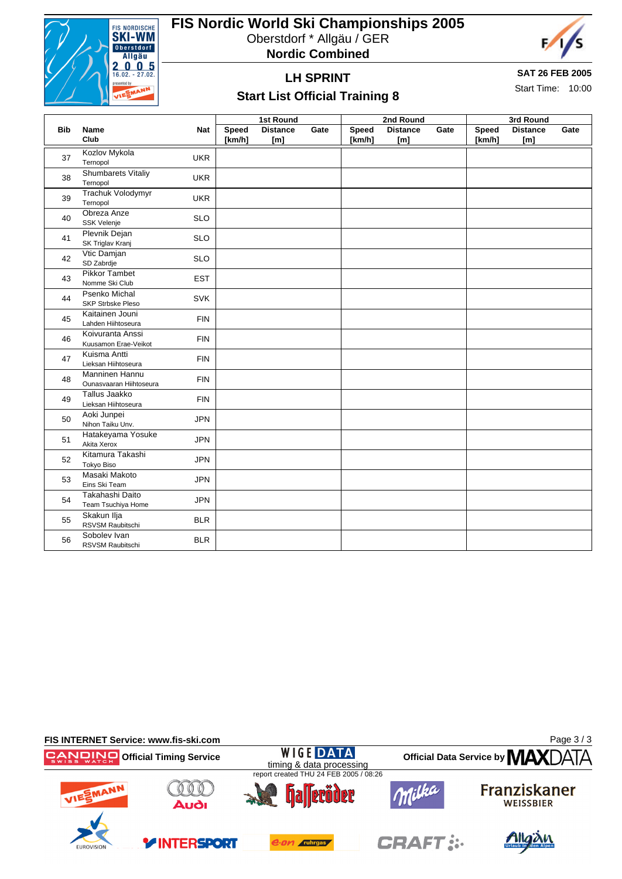# FIS Nordic World Ski Championships 2005

Oberstdorf * Allgäu / GER

**Nordic Combined**

## LH SPRINT

## Start List Official Training 8

**SAT 26 FEB 2005**

Start Time: 10:00

| Bib | Name<br>Club | Nat | 1st Round<br>Speed [km/h] | Distance [m] | Gate | 2nd Round<br>Speed [km/h] | Distance [m] | Gate | 3rd Round<br>Speed [km/h] | Distance [m] | Gate |
|---|---|---|---|---|---|---|---|---|---|---|---|
| 37 | Kozlov Mykola<br>Ternopol | UKR | | | | | | | | | |
| 38 | Shumbarets Vitaliy<br>Ternopol | UKR | | | | | | | | | |
| 39 | Trachuk Volodymyr<br>Ternopol | UKR | | | | | | | | | |
| 40 | Obreza Anze<br>SSK Velenje | SLO | | | | | | | | | |
| 41 | Plevnik Dejan<br>SK Triglav Kranj | SLO | | | | | | | | | |
| 42 | Vtic Damjan<br>SD Zabrdje | SLO | | | | | | | | | |
| 43 | Pikkor Tambet<br>Nomme Ski Club | EST | | | | | | | | | |
| 44 | Psenko Michal<br>SKP Strbske Pleso | SVK | | | | | | | | | |
| 45 | Kaitainen Jouni<br>Lahden Hiihtoseura | FIN | | | | | | | | | |
| 46 | Koivuranta Anssi<br>Kuusamon Erae-Veikot | FIN | | | | | | | | | |
| 47 | Kuisma Antti<br>Lieksan Hiihtoseura | FIN | | | | | | | | | |
| 48 | Manninen Hannu<br>Ounasvaaran Hiihtoseura | FIN | | | | | | | | | |
| 49 | Tallus Jaakko<br>Lieksan Hiihtoseura | FIN | | | | | | | | | |
| 50 | Aoki Junpei<br>Nihon Taiku Unv. | JPN | | | | | | | | | |
| 51 | Hatakeyama Yosuke<br>Akita Xerox | JPN | | | | | | | | | |
| 52 | Kitamura Takashi<br>Tokyo Biso | JPN | | | | | | | | | |
| 53 | Masaki Makoto<br>Eins Ski Team | JPN | | | | | | | | | |
| 54 | Takahashi Daito<br>Team Tsuchiya Home | JPN | | | | | | | | | |
| 55 | Skakun Ilja<br>RSVSM Raubitschi | BLR | | | | | | | | | |
| 56 | Sobolev Ivan<br>RSVSM Raubitschi | BLR | | | | | | | | | |

FIS INTERNET Service: www.fis-ski.com

CANDINO Official Timing Service

WIGE DATA timing & data processing

report created THU 24 FEB 2005 / 08:26

Official Data Service by MAXDATA